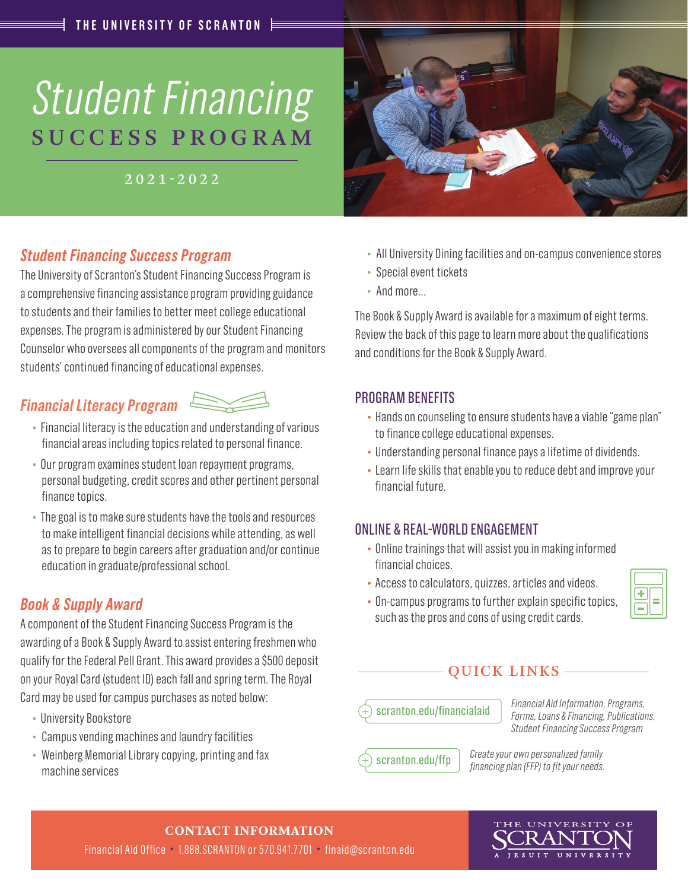THE UNIVERSITY OF SCRANTON

# *Student Financing* SUCCESS PROGRAM

2021-2022

## *Student Financing Success Program*

The University of Scranton's Student Financing Success Program is a comprehensive financing assistance program providing guidance to students and their families to better meet college educational expenses. The program is administered by our Student Financing Counselor who oversees all components of the program and monitors students' continued financing of educational expenses.

## *Financial Literacy Program*

- Financial literacy is the education and understanding of various financial areas including topics related to personal finance.
- Our program examines student loan repayment programs, personal budgeting, credit scores and other pertinent personal finance topics.
- The goal is to make sure students have the tools and resources to make intelligent financial decisions while attending, as well as to prepare to begin careers after graduation and/or continue education in graduate/professional school.

## *Book & Supply Award*

A component of the Student Financing Success Program is the awarding of a Book & Supply Award to assist entering freshmen who qualify for the Federal Pell Grant. This award provides a $500 deposit on your Royal Card (student ID) each fall and spring term. The Royal Card may be used for campus purchases as noted below:

- University Bookstore
- Campus vending machines and laundry facilities
- Weinberg Memorial Library copying, printing and fax machine services
- All University Dining facilities and on-campus convenience stores
- Special event tickets
- And more...

The Book & Supply Award is available for a maximum of eight terms. Review the back of this page to learn more about the qualifications and conditions for the Book & Supply Award.

## PROGRAM BENEFITS

- Hands on counseling to ensure students have a viable "game plan" to finance college educational expenses.
- Understanding personal finance pays a lifetime of dividends.
- Learn life skills that enable you to reduce debt and improve your financial future.

## ONLINE & REAL-WORLD ENGAGEMENT

- Online trainings that will assist you in making informed financial choices.
- Access to calculators, quizzes, articles and videos.
- On-campus programs to further explain specific topics, such as the pros and cons of using credit cards.

## QUICK LINKS

**scranton.edu/financialaid** — *Financial Aid Information, Programs, Forms, Loans & Financing, Publications, Student Financing Success Program*

**scranton.edu/ffp** — *Create your own personalized family financing plan (FFP) to fit your needs.*

## CONTACT INFORMATION

Financial Aid Office • 1.888.SCRANTON or 570.941.7701 • finaid@scranton.edu

THE UNIVERSITY OF SCRANTON — A JESUIT UNIVERSITY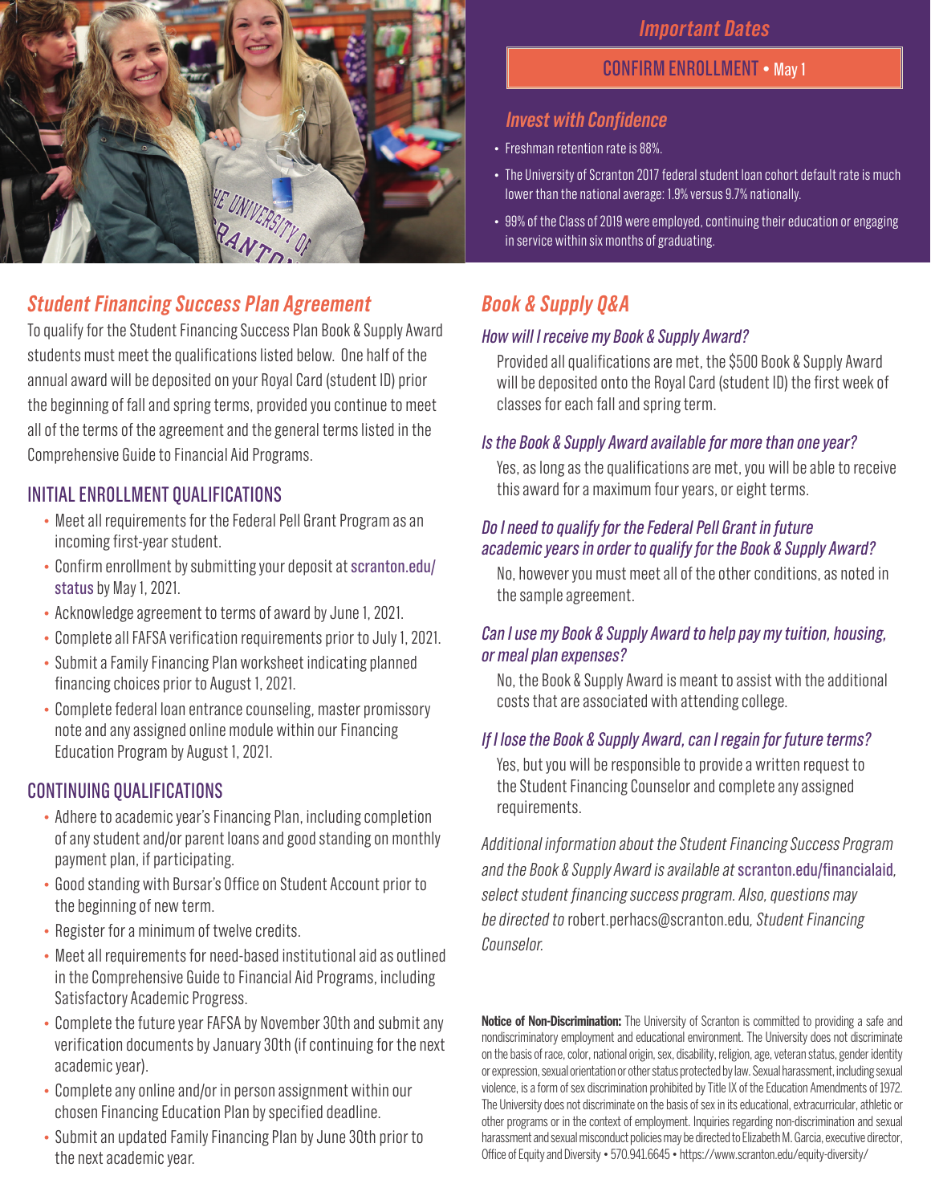## Important Dates

**CONFIRM ENROLLMENT • May 1**

### *Invest with Confidence*

- Freshman retention rate is 88%.
- The University of Scranton 2017 federal student loan cohort default rate is much lower than the national average: 1.9% versus 9.7% nationally.
- 99% of the Class of 2019 were employed, continuing their education or engaging in service within six months of graduating.

## *Student Financing Success Plan Agreement*

To qualify for the Student Financing Success Plan Book & Supply Award students must meet the qualifications listed below. One half of the annual award will be deposited on your Royal Card (student ID) prior the beginning of fall and spring terms, provided you continue to meet all of the terms of the agreement and the general terms listed in the Comprehensive Guide to Financial Aid Programs.

### INITIAL ENROLLMENT QUALIFICATIONS

- Meet all requirements for the Federal Pell Grant Program as an incoming first-year student.
- Confirm enrollment by submitting your deposit at scranton.edu/status by May 1, 2021.
- Acknowledge agreement to terms of award by June 1, 2021.
- Complete all FAFSA verification requirements prior to July 1, 2021.
- Submit a Family Financing Plan worksheet indicating planned financing choices prior to August 1, 2021.
- Complete federal loan entrance counseling, master promissory note and any assigned online module within our Financing Education Program by August 1, 2021.

### CONTINUING QUALIFICATIONS

- Adhere to academic year's Financing Plan, including completion of any student and/or parent loans and good standing on monthly payment plan, if participating.
- Good standing with Bursar's Office on Student Account prior to the beginning of new term.
- Register for a minimum of twelve credits.
- Meet all requirements for need-based institutional aid as outlined in the Comprehensive Guide to Financial Aid Programs, including Satisfactory Academic Progress.
- Complete the future year FAFSA by November 30th and submit any verification documents by January 30th (if continuing for the next academic year).
- Complete any online and/or in person assignment within our chosen Financing Education Plan by specified deadline.
- Submit an updated Family Financing Plan by June 30th prior to the next academic year.

## *Book & Supply Q&A*

### *How will I receive my Book & Supply Award?*

Provided all qualifications are met, the $500 Book & Supply Award will be deposited onto the Royal Card (student ID) the first week of classes for each fall and spring term.

### *Is the Book & Supply Award available for more than one year?*

Yes, as long as the qualifications are met, you will be able to receive this award for a maximum four years, or eight terms.

### *Do I need to qualify for the Federal Pell Grant in future academic years in order to qualify for the Book & Supply Award?*

No, however you must meet all of the other conditions, as noted in the sample agreement.

### *Can I use my Book & Supply Award to help pay my tuition, housing, or meal plan expenses?*

No, the Book & Supply Award is meant to assist with the additional costs that are associated with attending college.

### *If I lose the Book & Supply Award, can I regain for future terms?*

Yes, but you will be responsible to provide a written request to the Student Financing Counselor and complete any assigned requirements.

*Additional information about the Student Financing Success Program and the Book & Supply Award is available at* scranton.edu/financialaid, *select student financing success program. Also, questions may be directed to* robert.perhacs@scranton.edu*, Student Financing Counselor.*

**Notice of Non-Discrimination:** The University of Scranton is committed to providing a safe and nondiscriminatory employment and educational environment. The University does not discriminate on the basis of race, color, national origin, sex, disability, religion, age, veteran status, gender identity or expression, sexual orientation or other status protected by law. Sexual harassment, including sexual violence, is a form of sex discrimination prohibited by Title IX of the Education Amendments of 1972. The University does not discriminate on the basis of sex in its educational, extracurricular, athletic or other programs or in the context of employment. Inquiries regarding non-discrimination and sexual harassment and sexual misconduct policies may be directed to Elizabeth M. Garcia, executive director, Office of Equity and Diversity • 570.941.6645 • https://www.scranton.edu/equity-diversity/